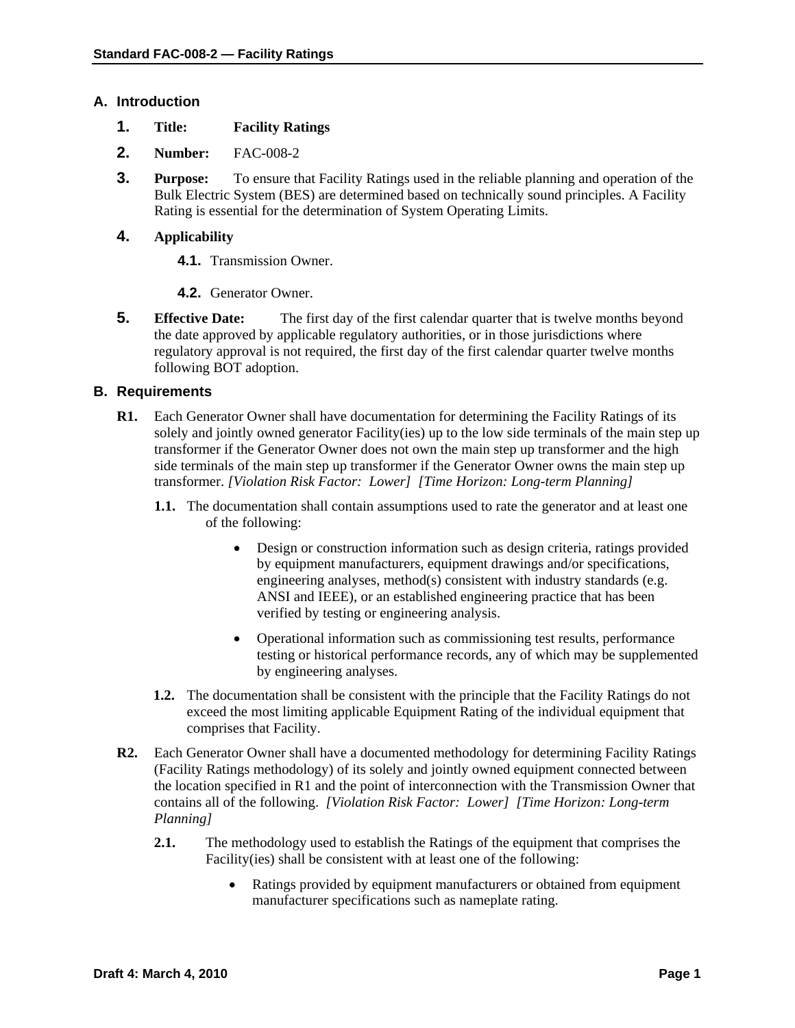## A. Introduction

1. **Title:** **Facility Ratings**

2. **Number:** FAC-008-2

3. **Purpose:** To ensure that Facility Ratings used in the reliable planning and operation of the Bulk Electric System (BES) are determined based on technically sound principles. A Facility Rating is essential for the determination of System Operating Limits.

4. **Applicability**

   **4.1.** Transmission Owner.

   **4.2.** Generator Owner.

5. **Effective Date:** The first day of the first calendar quarter that is twelve months beyond the date approved by applicable regulatory authorities, or in those jurisdictions where regulatory approval is not required, the first day of the first calendar quarter twelve months following BOT adoption.

## B. Requirements

**R1.** Each Generator Owner shall have documentation for determining the Facility Ratings of its solely and jointly owned generator Facility(ies) up to the low side terminals of the main step up transformer if the Generator Owner does not own the main step up transformer and the high side terminals of the main step up transformer if the Generator Owner owns the main step up transformer. *[Violation Risk Factor: Lower] [Time Horizon: Long-term Planning]*

**1.1.** The documentation shall contain assumptions used to rate the generator and at least one of the following:

- Design or construction information such as design criteria, ratings provided by equipment manufacturers, equipment drawings and/or specifications, engineering analyses, method(s) consistent with industry standards (e.g. ANSI and IEEE), or an established engineering practice that has been verified by testing or engineering analysis.
- Operational information such as commissioning test results, performance testing or historical performance records, any of which may be supplemented by engineering analyses.

**1.2.** The documentation shall be consistent with the principle that the Facility Ratings do not exceed the most limiting applicable Equipment Rating of the individual equipment that comprises that Facility.

**R2.** Each Generator Owner shall have a documented methodology for determining Facility Ratings (Facility Ratings methodology) of its solely and jointly owned equipment connected between the location specified in R1 and the point of interconnection with the Transmission Owner that contains all of the following. *[Violation Risk Factor: Lower] [Time Horizon: Long-term Planning]*

**2.1.** The methodology used to establish the Ratings of the equipment that comprises the Facility(ies) shall be consistent with at least one of the following:

- Ratings provided by equipment manufacturers or obtained from equipment manufacturer specifications such as nameplate rating.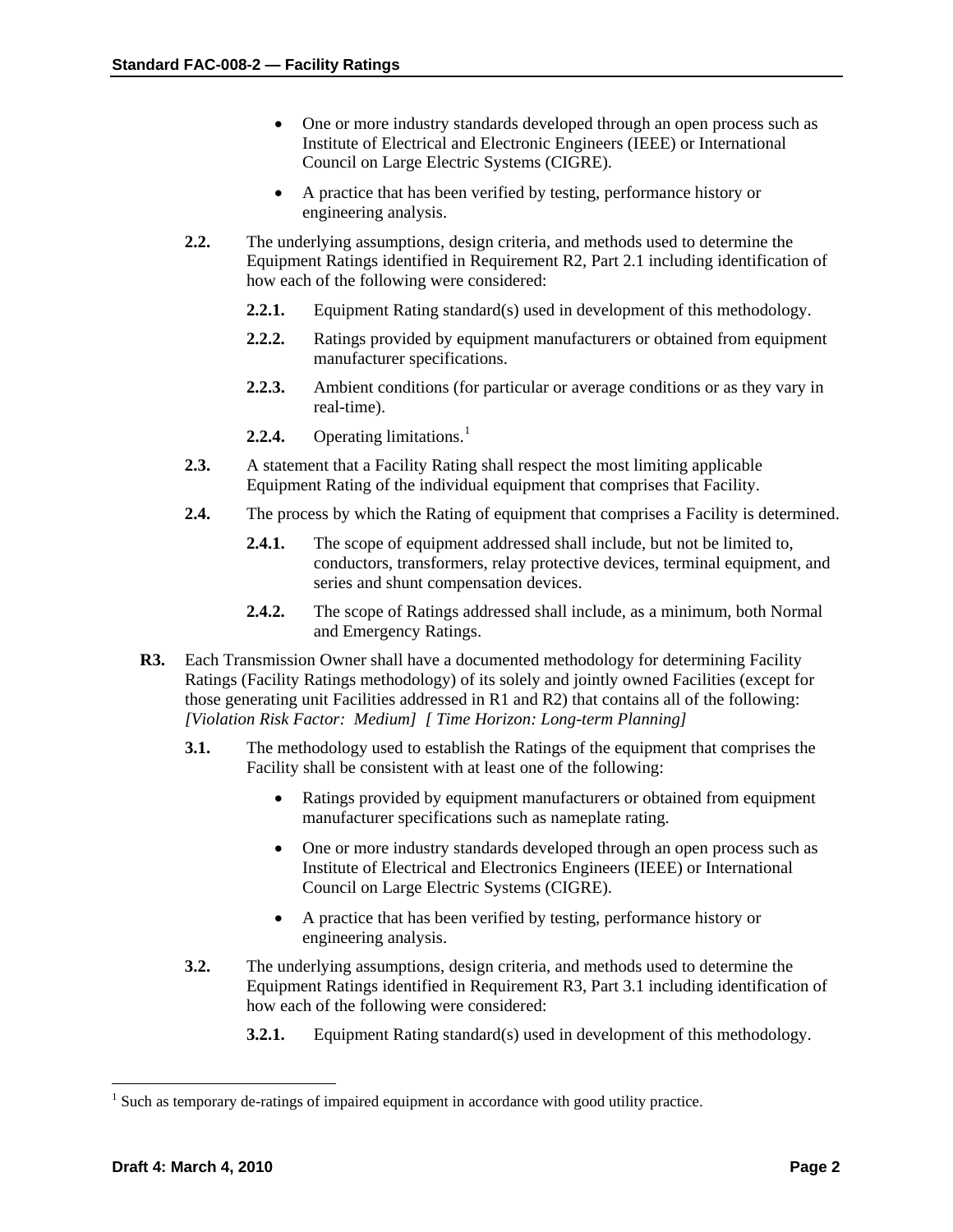- One or more industry standards developed through an open process such as Institute of Electrical and Electronic Engineers (IEEE) or International Council on Large Electric Systems (CIGRE).
- A practice that has been verified by testing, performance history or engineering analysis.

**2.2.** The underlying assumptions, design criteria, and methods used to determine the Equipment Ratings identified in Requirement R2, Part 2.1 including identification of how each of the following were considered:

**2.2.1.** Equipment Rating standard(s) used in development of this methodology.

**2.2.2.** Ratings provided by equipment manufacturers or obtained from equipment manufacturer specifications.

**2.2.3.** Ambient conditions (for particular or average conditions or as they vary in real-time).

**2.2.4.** Operating limitations.[1]

**2.3.** A statement that a Facility Rating shall respect the most limiting applicable Equipment Rating of the individual equipment that comprises that Facility.

**2.4.** The process by which the Rating of equipment that comprises a Facility is determined.

**2.4.1.** The scope of equipment addressed shall include, but not be limited to, conductors, transformers, relay protective devices, terminal equipment, and series and shunt compensation devices.

**2.4.2.** The scope of Ratings addressed shall include, as a minimum, both Normal and Emergency Ratings.

**R3.** Each Transmission Owner shall have a documented methodology for determining Facility Ratings (Facility Ratings methodology) of its solely and jointly owned Facilities (except for those generating unit Facilities addressed in R1 and R2) that contains all of the following: *[Violation Risk Factor: Medium] [ Time Horizon: Long-term Planning]*

**3.1.** The methodology used to establish the Ratings of the equipment that comprises the Facility shall be consistent with at least one of the following:

- Ratings provided by equipment manufacturers or obtained from equipment manufacturer specifications such as nameplate rating.
- One or more industry standards developed through an open process such as Institute of Electrical and Electronics Engineers (IEEE) or International Council on Large Electric Systems (CIGRE).
- A practice that has been verified by testing, performance history or engineering analysis.

**3.2.** The underlying assumptions, design criteria, and methods used to determine the Equipment Ratings identified in Requirement R3, Part 3.1 including identification of how each of the following were considered:

**3.2.1.** Equipment Rating standard(s) used in development of this methodology.

---

[1] Such as temporary de-ratings of impaired equipment in accordance with good utility practice.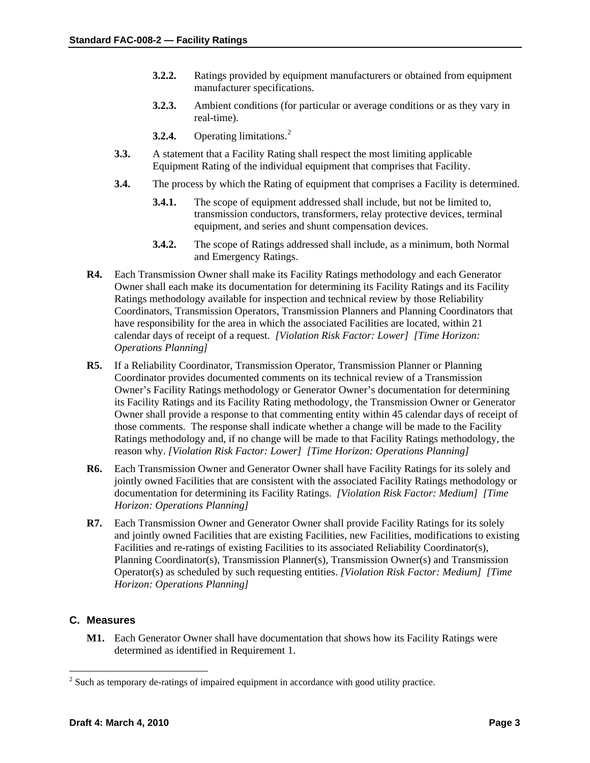- **3.2.2.** Ratings provided by equipment manufacturers or obtained from equipment manufacturer specifications.
- **3.2.3.** Ambient conditions (for particular or average conditions or as they vary in real-time).
- **3.2.4.** Operating limitations.[2]

**3.3.** A statement that a Facility Rating shall respect the most limiting applicable Equipment Rating of the individual equipment that comprises that Facility.

**3.4.** The process by which the Rating of equipment that comprises a Facility is determined.

- **3.4.1.** The scope of equipment addressed shall include, but not be limited to, transmission conductors, transformers, relay protective devices, terminal equipment, and series and shunt compensation devices.
- **3.4.2.** The scope of Ratings addressed shall include, as a minimum, both Normal and Emergency Ratings.

**R4.** Each Transmission Owner shall make its Facility Ratings methodology and each Generator Owner shall each make its documentation for determining its Facility Ratings and its Facility Ratings methodology available for inspection and technical review by those Reliability Coordinators, Transmission Operators, Transmission Planners and Planning Coordinators that have responsibility for the area in which the associated Facilities are located, within 21 calendar days of receipt of a request. *[Violation Risk Factor: Lower] [Time Horizon: Operations Planning]*

**R5.** If a Reliability Coordinator, Transmission Operator, Transmission Planner or Planning Coordinator provides documented comments on its technical review of a Transmission Owner's Facility Ratings methodology or Generator Owner's documentation for determining its Facility Ratings and its Facility Rating methodology, the Transmission Owner or Generator Owner shall provide a response to that commenting entity within 45 calendar days of receipt of those comments. The response shall indicate whether a change will be made to the Facility Ratings methodology and, if no change will be made to that Facility Ratings methodology, the reason why. *[Violation Risk Factor: Lower] [Time Horizon: Operations Planning]*

**R6.** Each Transmission Owner and Generator Owner shall have Facility Ratings for its solely and jointly owned Facilities that are consistent with the associated Facility Ratings methodology or documentation for determining its Facility Ratings. *[Violation Risk Factor: Medium] [Time Horizon: Operations Planning]*

**R7.** Each Transmission Owner and Generator Owner shall provide Facility Ratings for its solely and jointly owned Facilities that are existing Facilities, new Facilities, modifications to existing Facilities and re-ratings of existing Facilities to its associated Reliability Coordinator(s), Planning Coordinator(s), Transmission Planner(s), Transmission Owner(s) and Transmission Operator(s) as scheduled by such requesting entities. *[Violation Risk Factor: Medium] [Time Horizon: Operations Planning]*

## C. Measures

**M1.** Each Generator Owner shall have documentation that shows how its Facility Ratings were determined as identified in Requirement 1.

---

[2] Such as temporary de-ratings of impaired equipment in accordance with good utility practice.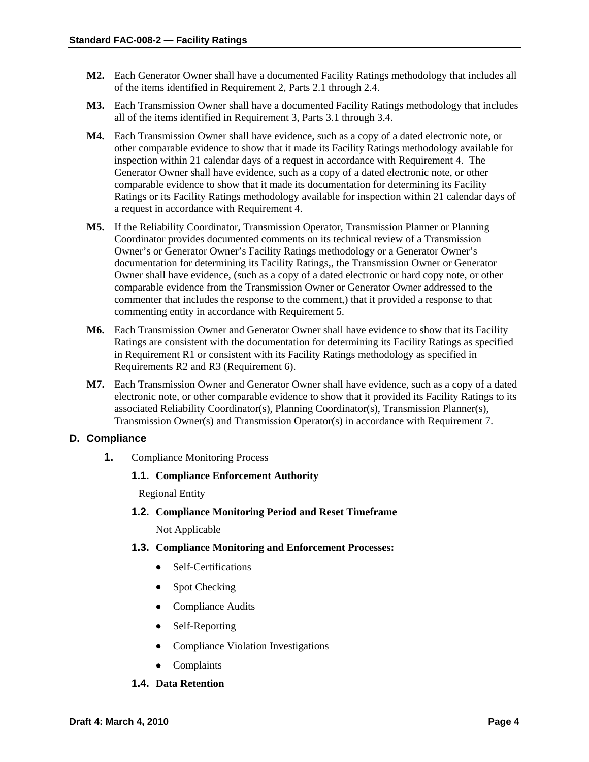**M2.** Each Generator Owner shall have a documented Facility Ratings methodology that includes all of the items identified in Requirement 2, Parts 2.1 through 2.4.

**M3.** Each Transmission Owner shall have a documented Facility Ratings methodology that includes all of the items identified in Requirement 3, Parts 3.1 through 3.4.

**M4.** Each Transmission Owner shall have evidence, such as a copy of a dated electronic note, or other comparable evidence to show that it made its Facility Ratings methodology available for inspection within 21 calendar days of a request in accordance with Requirement 4. The Generator Owner shall have evidence, such as a copy of a dated electronic note, or other comparable evidence to show that it made its documentation for determining its Facility Ratings or its Facility Ratings methodology available for inspection within 21 calendar days of a request in accordance with Requirement 4.

**M5.** If the Reliability Coordinator, Transmission Operator, Transmission Planner or Planning Coordinator provides documented comments on its technical review of a Transmission Owner's or Generator Owner's Facility Ratings methodology or a Generator Owner's documentation for determining its Facility Ratings,, the Transmission Owner or Generator Owner shall have evidence, (such as a copy of a dated electronic or hard copy note, or other comparable evidence from the Transmission Owner or Generator Owner addressed to the commenter that includes the response to the comment,) that it provided a response to that commenting entity in accordance with Requirement 5.

**M6.** Each Transmission Owner and Generator Owner shall have evidence to show that its Facility Ratings are consistent with the documentation for determining its Facility Ratings as specified in Requirement R1 or consistent with its Facility Ratings methodology as specified in Requirements R2 and R3 (Requirement 6).

**M7.** Each Transmission Owner and Generator Owner shall have evidence, such as a copy of a dated electronic note, or other comparable evidence to show that it provided its Facility Ratings to its associated Reliability Coordinator(s), Planning Coordinator(s), Transmission Planner(s), Transmission Owner(s) and Transmission Operator(s) in accordance with Requirement 7.

## D. Compliance

**1.** Compliance Monitoring Process

**1.1. Compliance Enforcement Authority**

Regional Entity

**1.2. Compliance Monitoring Period and Reset Timeframe**

Not Applicable

**1.3. Compliance Monitoring and Enforcement Processes:**

- Self-Certifications
- Spot Checking
- Compliance Audits
- Self-Reporting
- Compliance Violation Investigations
- Complaints

**1.4. Data Retention**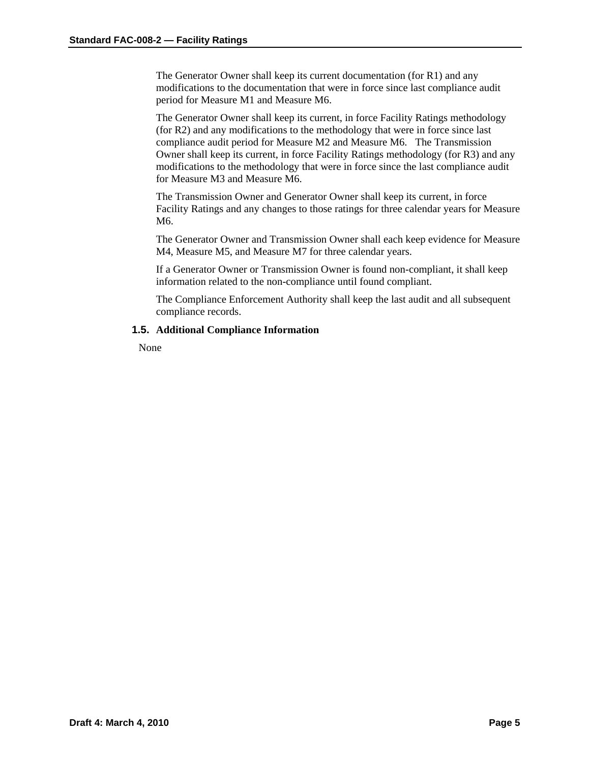The Generator Owner shall keep its current documentation (for R1) and any modifications to the documentation that were in force since last compliance audit period for Measure M1 and Measure M6.

The Generator Owner shall keep its current, in force Facility Ratings methodology (for R2) and any modifications to the methodology that were in force since last compliance audit period for Measure M2 and Measure M6. The Transmission Owner shall keep its current, in force Facility Ratings methodology (for R3) and any modifications to the methodology that were in force since the last compliance audit for Measure M3 and Measure M6.

The Transmission Owner and Generator Owner shall keep its current, in force Facility Ratings and any changes to those ratings for three calendar years for Measure M6.

The Generator Owner and Transmission Owner shall each keep evidence for Measure M4, Measure M5, and Measure M7 for three calendar years.

If a Generator Owner or Transmission Owner is found non-compliant, it shall keep information related to the non-compliance until found compliant.

The Compliance Enforcement Authority shall keep the last audit and all subsequent compliance records.

### 1.5. Additional Compliance Information

None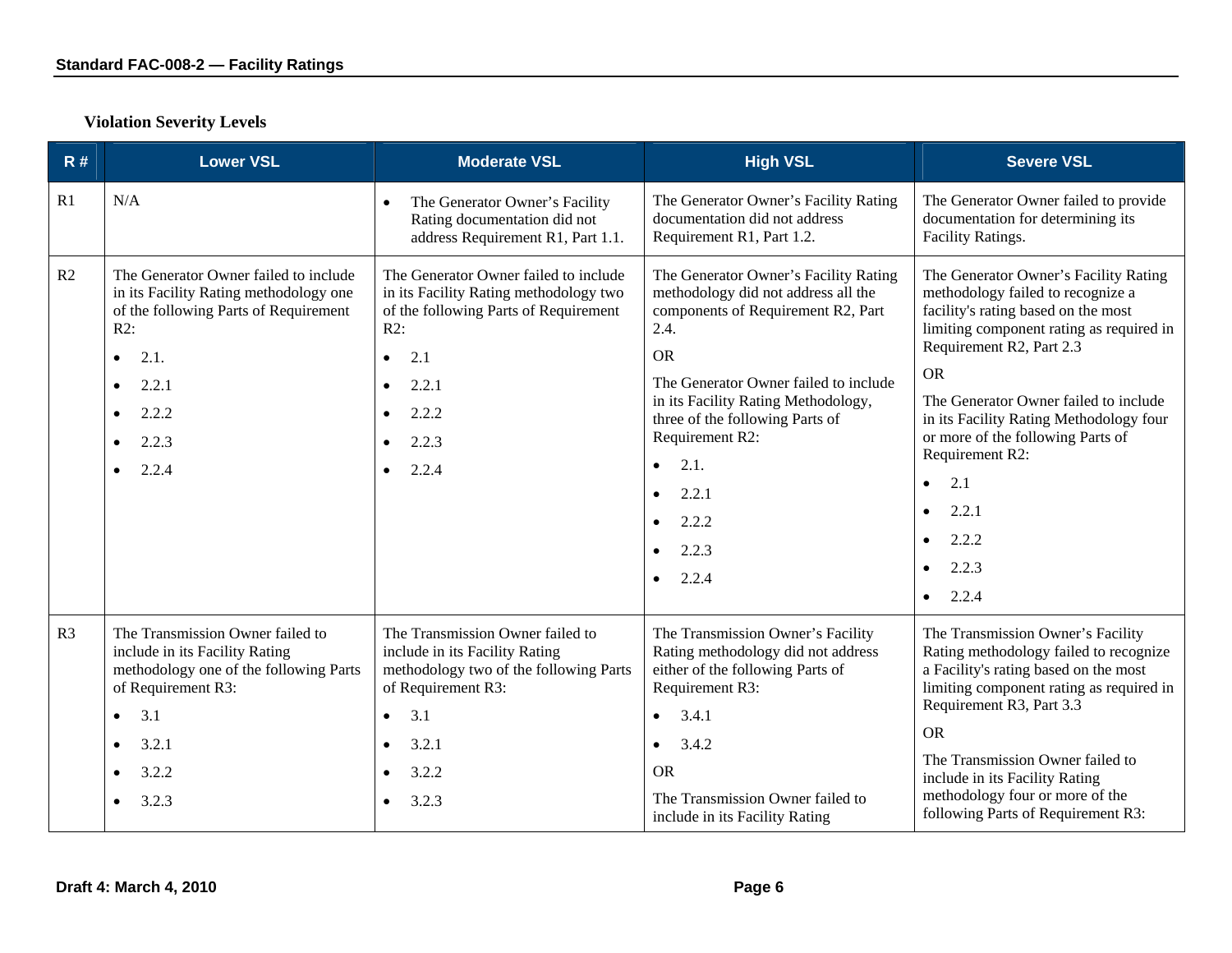**Violation Severity Levels**

| R # | Lower VSL | Moderate VSL | High VSL | Severe VSL |
|---|---|---|---|---|
| R1 | N/A | • The Generator Owner's Facility Rating documentation did not address Requirement R1, Part 1.1. | The Generator Owner's Facility Rating documentation did not address Requirement R1, Part 1.2. | The Generator Owner failed to provide documentation for determining its Facility Ratings. |
| R2 | The Generator Owner failed to include in its Facility Rating methodology one of the following Parts of Requirement R2:<br>• 2.1.<br>• 2.2.1<br>• 2.2.2<br>• 2.2.3<br>• 2.2.4 | The Generator Owner failed to include in its Facility Rating methodology two of the following Parts of Requirement R2:<br>• 2.1<br>• 2.2.1<br>• 2.2.2<br>• 2.2.3<br>• 2.2.4 | The Generator Owner's Facility Rating methodology did not address all the components of Requirement R2, Part 2.4.<br>OR<br>The Generator Owner failed to include in its Facility Rating Methodology, three of the following Parts of Requirement R2:<br>• 2.1.<br>• 2.2.1<br>• 2.2.2<br>• 2.2.3<br>• 2.2.4 | The Generator Owner's Facility Rating methodology failed to recognize a facility's rating based on the most limiting component rating as required in Requirement R2, Part 2.3<br>OR<br>The Generator Owner failed to include in its Facility Rating Methodology four or more of the following Parts of Requirement R2:<br>• 2.1<br>• 2.2.1<br>• 2.2.2<br>• 2.2.3<br>• 2.2.4 |
| R3 | The Transmission Owner failed to include in its Facility Rating methodology one of the following Parts of Requirement R3:<br>• 3.1<br>• 3.2.1<br>• 3.2.2<br>• 3.2.3 | The Transmission Owner failed to include in its Facility Rating methodology two of the following Parts of Requirement R3:<br>• 3.1<br>• 3.2.1<br>• 3.2.2<br>• 3.2.3 | The Transmission Owner's Facility Rating methodology did not address either of the following Parts of Requirement R3:<br>• 3.4.1<br>• 3.4.2<br>OR<br>The Transmission Owner failed to include in its Facility Rating | The Transmission Owner's Facility Rating methodology failed to recognize a Facility's rating based on the most limiting component rating as required in Requirement R3, Part 3.3<br>OR<br>The Transmission Owner failed to include in its Facility Rating methodology four or more of the following Parts of Requirement R3: |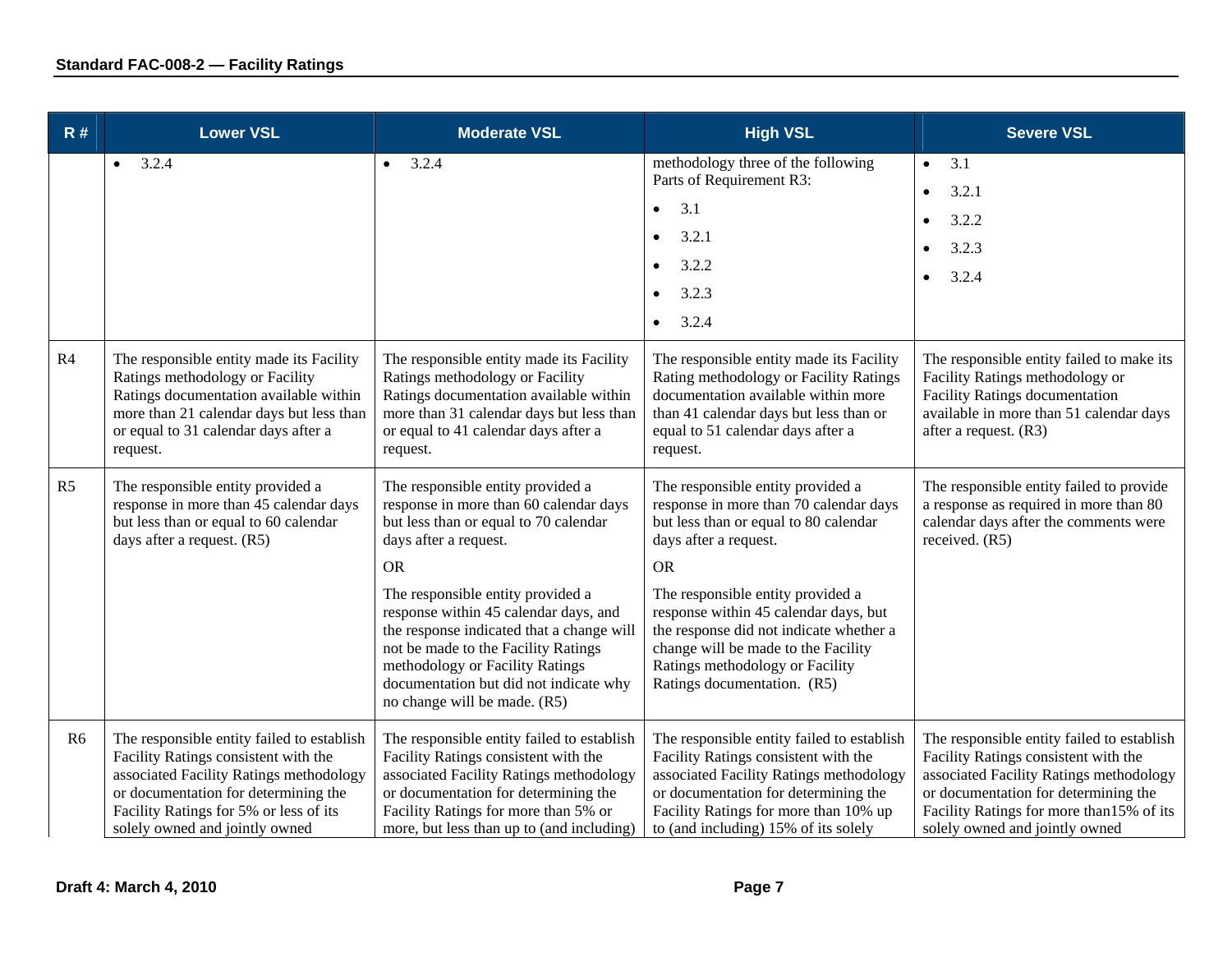| R # | Lower VSL | Moderate VSL | High VSL | Severe VSL |
|---|---|---|---|---|
| | • 3.2.4 | • 3.2.4 | methodology three of the following Parts of Requirement R3:<br>• 3.1<br>• 3.2.1<br>• 3.2.2<br>• 3.2.3<br>• 3.2.4 | • 3.1<br>• 3.2.1<br>• 3.2.2<br>• 3.2.3<br>• 3.2.4 |
| R4 | The responsible entity made its Facility Ratings methodology or Facility Ratings documentation available within more than 21 calendar days but less than or equal to 31 calendar days after a request. | The responsible entity made its Facility Ratings methodology or Facility Ratings documentation available within more than 31 calendar days but less than or equal to 41 calendar days after a request. | The responsible entity made its Facility Rating methodology or Facility Ratings documentation available within more than 41 calendar days but less than or equal to 51 calendar days after a request. | The responsible entity failed to make its Facility Ratings methodology or Facility Ratings documentation available in more than 51 calendar days after a request. (R3) |
| R5 | The responsible entity provided a response in more than 45 calendar days but less than or equal to 60 calendar days after a request. (R5) | The responsible entity provided a response in more than 60 calendar days but less than or equal to 70 calendar days after a request.<br>OR<br>The responsible entity provided a response within 45 calendar days, and the response indicated that a change will not be made to the Facility Ratings methodology or Facility Ratings documentation but did not indicate why no change will be made. (R5) | The responsible entity provided a response in more than 70 calendar days but less than or equal to 80 calendar days after a request.<br>OR<br>The responsible entity provided a response within 45 calendar days, but the response did not indicate whether a change will be made to the Facility Ratings methodology or Facility Ratings documentation. (R5) | The responsible entity failed to provide a response as required in more than 80 calendar days after the comments were received. (R5) |
| R6 | The responsible entity failed to establish Facility Ratings consistent with the associated Facility Ratings methodology or documentation for determining the Facility Ratings for 5% or less of its solely owned and jointly owned | The responsible entity failed to establish Facility Ratings consistent with the associated Facility Ratings methodology or documentation for determining the Facility Ratings for more than 5% or more, but less than up to (and including) | The responsible entity failed to establish Facility Ratings consistent with the associated Facility Ratings methodology or documentation for determining the Facility Ratings for more than 10% up to (and including) 15% of its solely | The responsible entity failed to establish Facility Ratings consistent with the associated Facility Ratings methodology or documentation for determining the Facility Ratings for more than15% of its solely owned and jointly owned |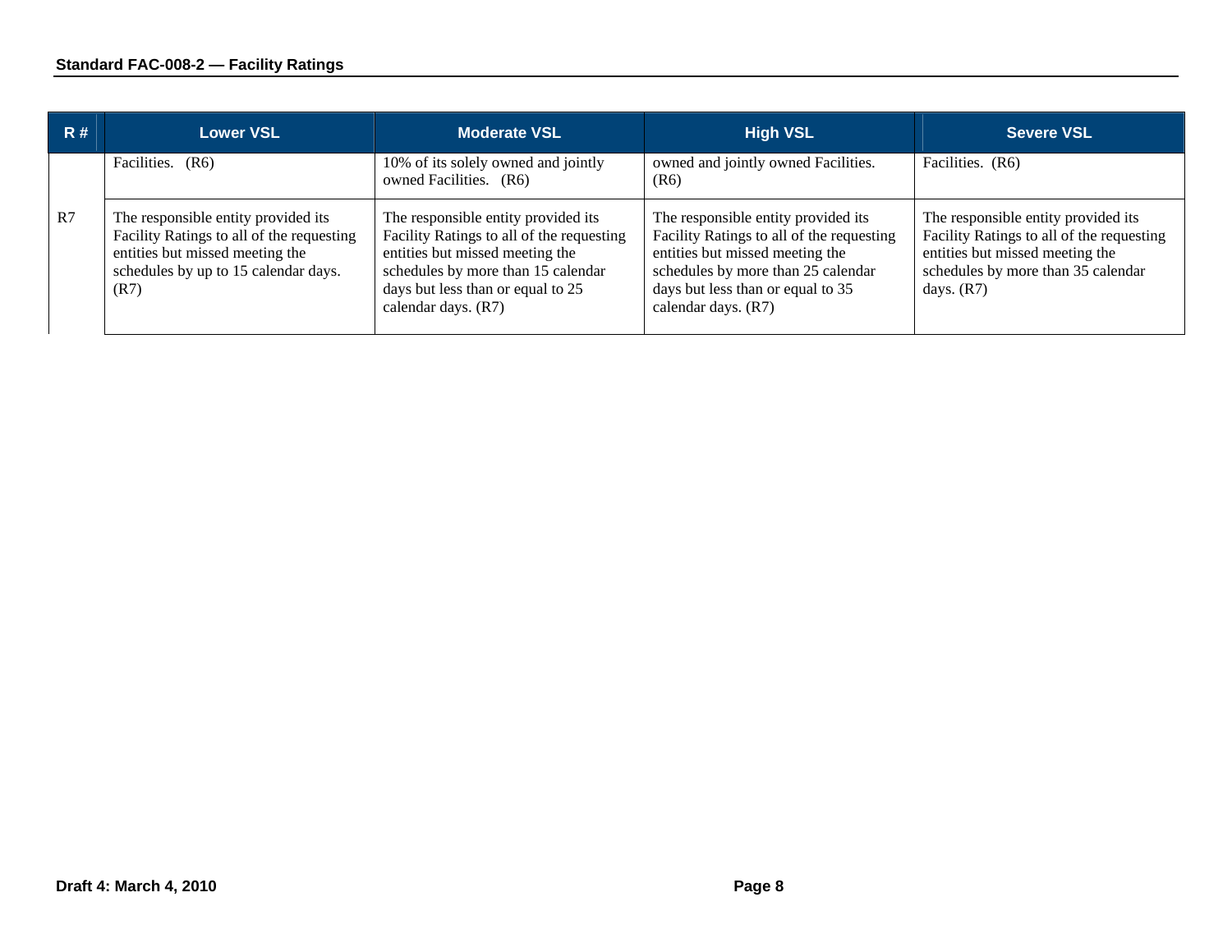| R # | Lower VSL | Moderate VSL | High VSL | Severe VSL |
|---|---|---|---|---|
| | Facilities. (R6) | 10% of its solely owned and jointly owned Facilities. (R6) | owned and jointly owned Facilities. (R6) | Facilities. (R6) |
| R7 | The responsible entity provided its Facility Ratings to all of the requesting entities but missed meeting the schedules by up to 15 calendar days. (R7) | The responsible entity provided its Facility Ratings to all of the requesting entities but missed meeting the schedules by more than 15 calendar days but less than or equal to 25 calendar days. (R7) | The responsible entity provided its Facility Ratings to all of the requesting entities but missed meeting the schedules by more than 25 calendar days but less than or equal to 35 calendar days. (R7) | The responsible entity provided its Facility Ratings to all of the requesting entities but missed meeting the schedules by more than 35 calendar days. (R7) |